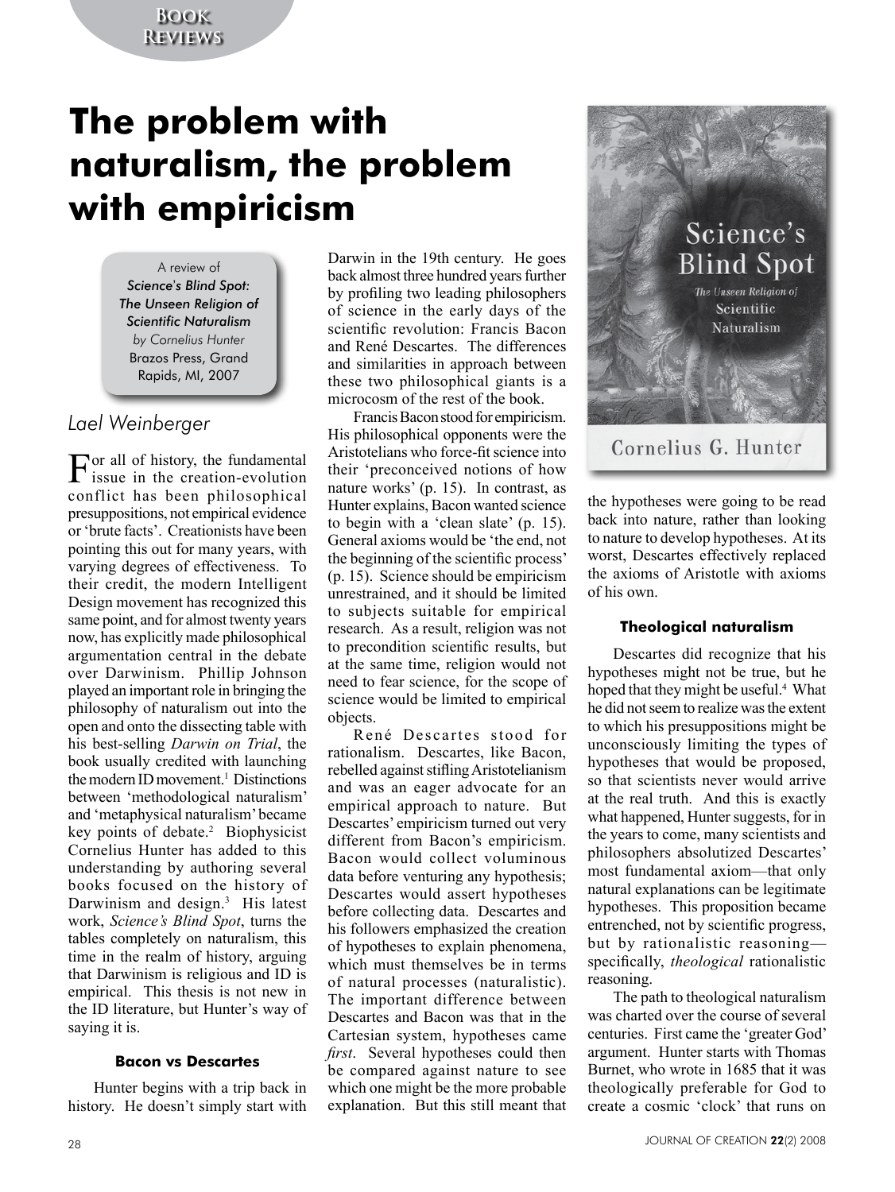# The problem with naturalism, the problem with empiricism

A review of
*Science's Blind Spot: The Unseen Religion of Scientific Naturalism*
*by Cornelius Hunter*
Brazos Press, Grand Rapids, MI, 2007

*Lael Weinberger*

For all of history, the fundamental issue in the creation-evolution conflict has been philosophical presuppositions, not empirical evidence or 'brute facts'. Creationists have been pointing this out for many years, with varying degrees of effectiveness. To their credit, the modern Intelligent Design movement has recognized this same point, and for almost twenty years now, has explicitly made philosophical argumentation central in the debate over Darwinism. Phillip Johnson played an important role in bringing the philosophy of naturalism out into the open and onto the dissecting table with his best-selling *Darwin on Trial*, the book usually credited with launching the modern ID movement.[1] Distinctions between 'methodological naturalism' and 'metaphysical naturalism' became key points of debate.[2] Biophysicist Cornelius Hunter has added to this understanding by authoring several books focused on the history of Darwinism and design.[3] His latest work, *Science's Blind Spot*, turns the tables completely on naturalism, this time in the realm of history, arguing that Darwinism is religious and ID is empirical. This thesis is not new in the ID literature, but Hunter's way of saying it is.

### Bacon vs Descartes

Hunter begins with a trip back in history. He doesn't simply start with Darwin in the 19th century. He goes back almost three hundred years further by profiling two leading philosophers of science in the early days of the scientific revolution: Francis Bacon and René Descartes. The differences and similarities in approach between these two philosophical giants is a microcosm of the rest of the book.

Francis Bacon stood for empiricism. His philosophical opponents were the Aristotelians who force-fit science into their 'preconceived notions of how nature works' (p. 15). In contrast, as Hunter explains, Bacon wanted science to begin with a 'clean slate' (p. 15). General axioms would be 'the end, not the beginning of the scientific process' (p. 15). Science should be empiricism unrestrained, and it should be limited to subjects suitable for empirical research. As a result, religion was not to precondition scientific results, but at the same time, religion would not need to fear science, for the scope of science would be limited to empirical objects.

René Descartes stood for rationalism. Descartes, like Bacon, rebelled against stifling Aristotelianism and was an eager advocate for an empirical approach to nature. But Descartes' empiricism turned out very different from Bacon's empiricism. Bacon would collect voluminous data before venturing any hypothesis; Descartes would assert hypotheses before collecting data. Descartes and his followers emphasized the creation of hypotheses to explain phenomena, which must themselves be in terms of natural processes (naturalistic). The important difference between Descartes and Bacon was that in the Cartesian system, hypotheses came *first*. Several hypotheses could then be compared against nature to see which one might be the more probable explanation. But this still meant that the hypotheses were going to be read back into nature, rather than looking to nature to develop hypotheses. At its worst, Descartes effectively replaced the axioms of Aristotle with axioms of his own.

### Theological naturalism

Descartes did recognize that his hypotheses might not be true, but he hoped that they might be useful.[4] What he did not seem to realize was the extent to which his presuppositions might be unconsciously limiting the types of hypotheses that would be proposed, so that scientists never would arrive at the real truth. And this is exactly what happened, Hunter suggests, for in the years to come, many scientists and philosophers absolutized Descartes' most fundamental axiom—that only natural explanations can be legitimate hypotheses. This proposition became entrenched, not by scientific progress, but by rationalistic reasoning—specifically, *theological* rationalistic reasoning.

The path to theological naturalism was charted over the course of several centuries. First came the 'greater God' argument. Hunter starts with Thomas Burnet, who wrote in 1685 that it was theologically preferable for God to create a cosmic 'clock' that runs on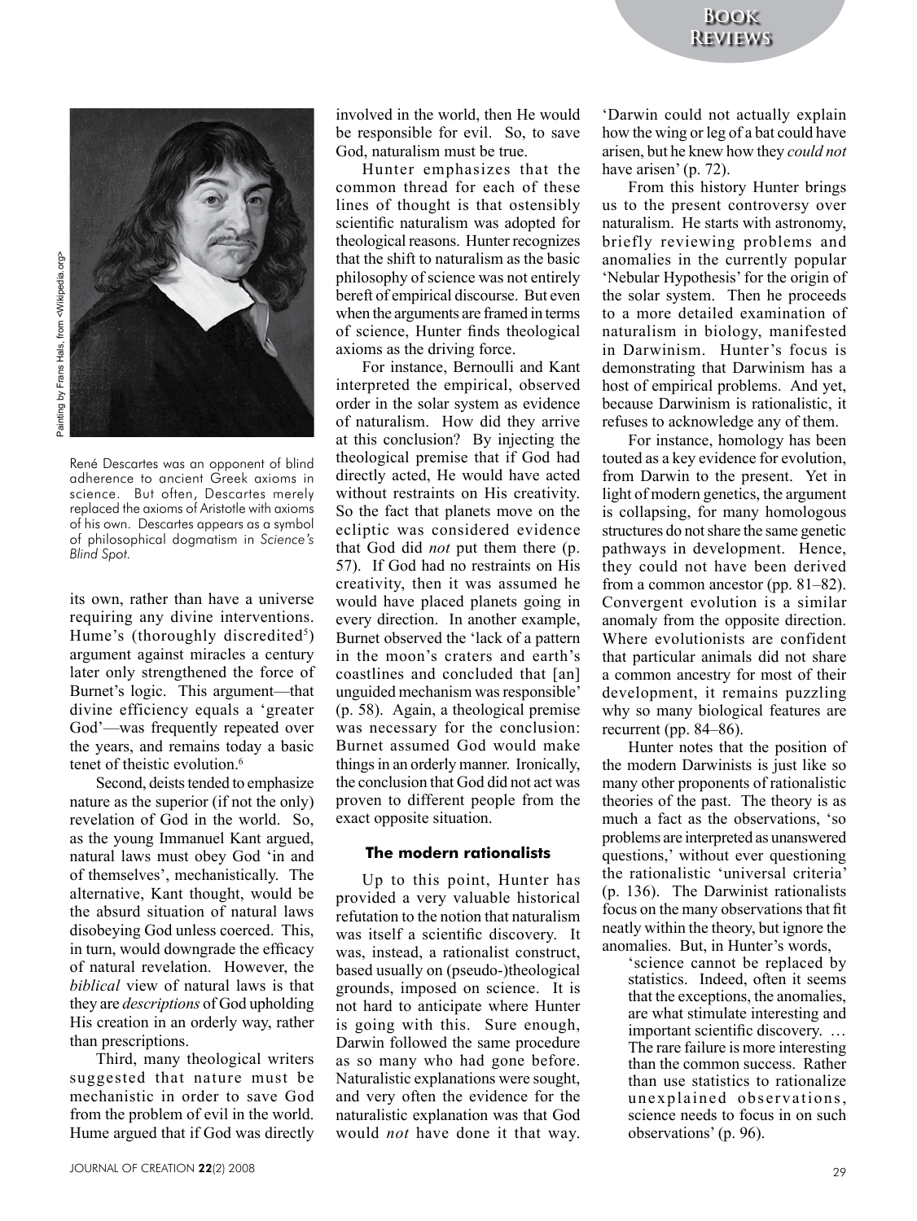René Descartes was an opponent of blind adherence to ancient Greek axioms in science. But often, Descartes merely replaced the axioms of Aristotle with axioms of his own. Descartes appears as a symbol of philosophical dogmatism in *Science's Blind Spot*.

Painting by Frans Hals, from <Wikipedia.org>

its own, rather than have a universe requiring any divine interventions. Hume's (thoroughly discredited[5]) argument against miracles a century later only strengthened the force of Burnet's logic. This argument—that divine efficiency equals a 'greater God'—was frequently repeated over the years, and remains today a basic tenet of theistic evolution.[6]

Second, deists tended to emphasize nature as the superior (if not the only) revelation of God in the world. So, as the young Immanuel Kant argued, natural laws must obey God 'in and of themselves', mechanistically. The alternative, Kant thought, would be the absurd situation of natural laws disobeying God unless coerced. This, in turn, would downgrade the efficacy of natural revelation. However, the *biblical* view of natural laws is that they are *descriptions* of God upholding His creation in an orderly way, rather than prescriptions.

Third, many theological writers suggested that nature must be mechanistic in order to save God from the problem of evil in the world. Hume argued that if God was directly involved in the world, then He would be responsible for evil. So, to save God, naturalism must be true.

Hunter emphasizes that the common thread for each of these lines of thought is that ostensibly scientific naturalism was adopted for theological reasons. Hunter recognizes that the shift to naturalism as the basic philosophy of science was not entirely bereft of empirical discourse. But even when the arguments are framed in terms of science, Hunter finds theological axioms as the driving force.

For instance, Bernoulli and Kant interpreted the empirical, observed order in the solar system as evidence of naturalism. How did they arrive at this conclusion? By injecting the theological premise that if God had directly acted, He would have acted without restraints on His creativity. So the fact that planets move on the ecliptic was considered evidence that God did *not* put them there (p. 57). If God had no restraints on His creativity, then it was assumed he would have placed planets going in every direction. In another example, Burnet observed the 'lack of a pattern in the moon's craters and earth's coastlines and concluded that [an] unguided mechanism was responsible' (p. 58). Again, a theological premise was necessary for the conclusion: Burnet assumed God would make things in an orderly manner. Ironically, the conclusion that God did not act was proven to different people from the exact opposite situation.

### The modern rationalists

Up to this point, Hunter has provided a very valuable historical refutation to the notion that naturalism was itself a scientific discovery. It was, instead, a rationalist construct, based usually on (pseudo-)theological grounds, imposed on science. It is not hard to anticipate where Hunter is going with this. Sure enough, Darwin followed the same procedure as so many who had gone before. Naturalistic explanations were sought, and very often the evidence for the naturalistic explanation was that God would *not* have done it that way. 'Darwin could not actually explain how the wing or leg of a bat could have arisen, but he knew how they *could not* have arisen' (p. 72).

From this history Hunter brings us to the present controversy over naturalism. He starts with astronomy, briefly reviewing problems and anomalies in the currently popular 'Nebular Hypothesis' for the origin of the solar system. Then he proceeds to a more detailed examination of naturalism in biology, manifested in Darwinism. Hunter's focus is demonstrating that Darwinism has a host of empirical problems. And yet, because Darwinism is rationalistic, it refuses to acknowledge any of them.

For instance, homology has been touted as a key evidence for evolution, from Darwin to the present. Yet in light of modern genetics, the argument is collapsing, for many homologous structures do not share the same genetic pathways in development. Hence, they could not have been derived from a common ancestor (pp. 81–82). Convergent evolution is a similar anomaly from the opposite direction. Where evolutionists are confident that particular animals did not share a common ancestry for most of their development, it remains puzzling why so many biological features are recurrent (pp. 84–86).

Hunter notes that the position of the modern Darwinists is just like so many other proponents of rationalistic theories of the past. The theory is as much a fact as the observations, 'so problems are interpreted as unanswered questions,' without ever questioning the rationalistic 'universal criteria' (p. 136). The Darwinist rationalists focus on the many observations that fit neatly within the theory, but ignore the anomalies. But, in Hunter's words,

> 'science cannot be replaced by statistics. Indeed, often it seems that the exceptions, the anomalies, are what stimulate interesting and important scientific discovery. … The rare failure is more interesting than the common success. Rather than use statistics to rationalize unexplained observations, science needs to focus in on such observations' (p. 96).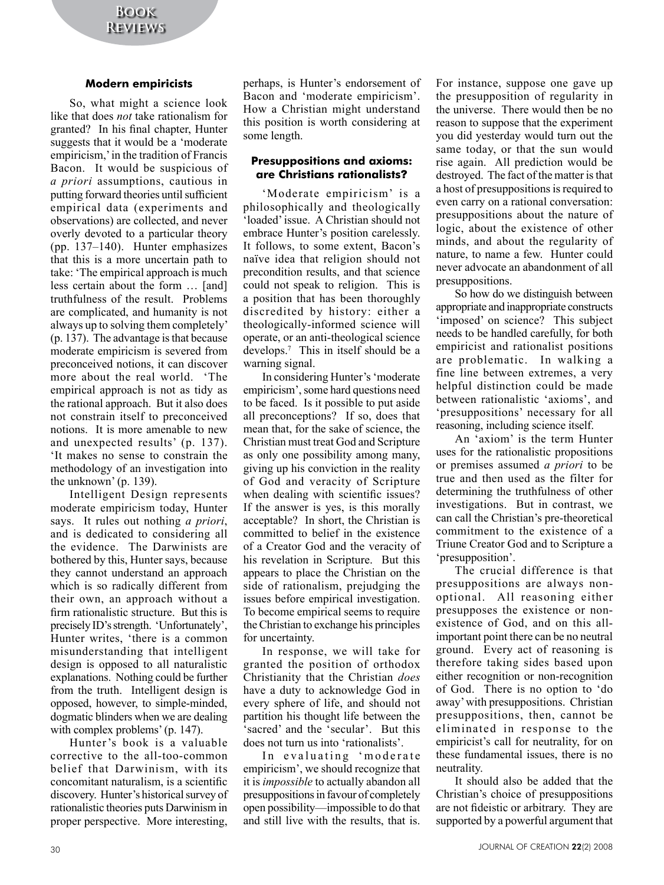### Modern empiricists

So, what might a science look like that does *not* take rationalism for granted? In his final chapter, Hunter suggests that it would be a 'moderate empiricism,' in the tradition of Francis Bacon. It would be suspicious of *a priori* assumptions, cautious in putting forward theories until sufficient empirical data (experiments and observations) are collected, and never overly devoted to a particular theory (pp. 137–140). Hunter emphasizes that this is a more uncertain path to take: 'The empirical approach is much less certain about the form … [and] truthfulness of the result. Problems are complicated, and humanity is not always up to solving them completely' (p. 137). The advantage is that because moderate empiricism is severed from preconceived notions, it can discover more about the real world. 'The empirical approach is not as tidy as the rational approach. But it also does not constrain itself to preconceived notions. It is more amenable to new and unexpected results' (p. 137). 'It makes no sense to constrain the methodology of an investigation into the unknown' (p. 139).

Intelligent Design represents moderate empiricism today, Hunter says. It rules out nothing *a priori*, and is dedicated to considering all the evidence. The Darwinists are bothered by this, Hunter says, because they cannot understand an approach which is so radically different from their own, an approach without a firm rationalistic structure. But this is precisely ID's strength. 'Unfortunately', Hunter writes, 'there is a common misunderstanding that intelligent design is opposed to all naturalistic explanations. Nothing could be further from the truth. Intelligent design is opposed, however, to simple-minded, dogmatic blinders when we are dealing with complex problems' (p. 147).

Hunter's book is a valuable corrective to the all-too-common belief that Darwinism, with its concomitant naturalism, is a scientific discovery. Hunter's historical survey of rationalistic theories puts Darwinism in proper perspective. More interesting, perhaps, is Hunter's endorsement of Bacon and 'moderate empiricism'. How a Christian might understand this position is worth considering at some length.

### Presuppositions and axioms: are Christians rationalists?

'Moderate empiricism' is a philosophically and theologically 'loaded' issue. A Christian should not embrace Hunter's position carelessly. It follows, to some extent, Bacon's naïve idea that religion should not precondition results, and that science could not speak to religion. This is a position that has been thoroughly discredited by history: either a theologically-informed science will operate, or an anti-theological science develops.[7] This in itself should be a warning signal.

In considering Hunter's 'moderate empiricism', some hard questions need to be faced. Is it possible to put aside all preconceptions? If so, does that mean that, for the sake of science, the Christian must treat God and Scripture as only one possibility among many, giving up his conviction in the reality of God and veracity of Scripture when dealing with scientific issues? If the answer is yes, is this morally acceptable? In short, the Christian is committed to belief in the existence of a Creator God and the veracity of his revelation in Scripture. But this appears to place the Christian on the side of rationalism, prejudging the issues before empirical investigation. To become empirical seems to require the Christian to exchange his principles for uncertainty.

In response, we will take for granted the position of orthodox Christianity that the Christian *does* have a duty to acknowledge God in every sphere of life, and should not partition his thought life between the 'sacred' and the 'secular'. But this does not turn us into 'rationalists'.

In evaluating 'moderate empiricism', we should recognize that it is *impossible* to actually abandon all presuppositions in favour of completely open possibility—impossible to do that and still live with the results, that is. For instance, suppose one gave up the presupposition of regularity in the universe. There would then be no reason to suppose that the experiment you did yesterday would turn out the same today, or that the sun would rise again. All prediction would be destroyed. The fact of the matter is that a host of presuppositions is required to even carry on a rational conversation: presuppositions about the nature of logic, about the existence of other minds, and about the regularity of nature, to name a few. Hunter could never advocate an abandonment of all presuppositions.

So how do we distinguish between appropriate and inappropriate constructs 'imposed' on science? This subject needs to be handled carefully, for both empiricist and rationalist positions are problematic. In walking a fine line between extremes, a very helpful distinction could be made between rationalistic 'axioms', and 'presuppositions' necessary for all reasoning, including science itself.

An 'axiom' is the term Hunter uses for the rationalistic propositions or premises assumed *a priori* to be true and then used as the filter for determining the truthfulness of other investigations. But in contrast, we can call the Christian's pre-theoretical commitment to the existence of a Triune Creator God and to Scripture a 'presupposition'.

The crucial difference is that presuppositions are always non-optional. All reasoning either presupposes the existence or non-existence of God, and on this all-important point there can be no neutral ground. Every act of reasoning is therefore taking sides based upon either recognition or non-recognition of God. There is no option to 'do away' with presuppositions. Christian presuppositions, then, cannot be eliminated in response to the empiricist's call for neutrality, for on these fundamental issues, there is no neutrality.

It should also be added that the Christian's choice of presuppositions are not fideistic or arbitrary. They are supported by a powerful argument that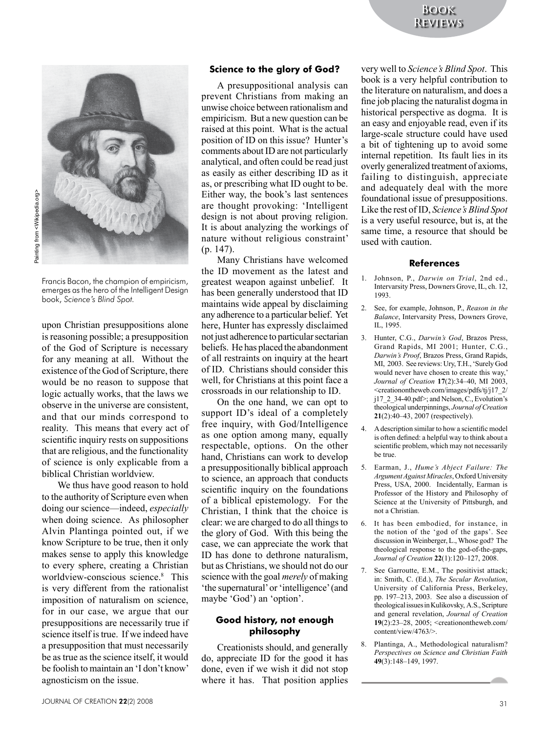Francis Bacon, the champion of empiricism, emerges as the hero of the Intelligent Design book, *Science's Blind Spot*.

Painting from <Wikipedia.org>

upon Christian presuppositions alone is reasoning possible; a presupposition of the God of Scripture is necessary for any meaning at all. Without the existence of the God of Scripture, there would be no reason to suppose that logic actually works, that the laws we observe in the universe are consistent, and that our minds correspond to reality. This means that every act of scientific inquiry rests on suppositions that are religious, and the functionality of science is only explicable from a biblical Christian worldview.

We thus have good reason to hold to the authority of Scripture even when doing our science—indeed, *especially* when doing science. As philosopher Alvin Plantinga pointed out, if we know Scripture to be true, then it only makes sense to apply this knowledge to every sphere, creating a Christian worldview-conscious science.[8] This is very different from the rationalist imposition of naturalism on science, for in our case, we argue that our presuppositions are necessarily true if science itself is true. If we indeed have a presupposition that must necessarily be as true as the science itself, it would be foolish to maintain an 'I don't know' agnosticism on the issue.

### Science to the glory of God?

A presuppositional analysis can prevent Christians from making an unwise choice between rationalism and empiricism. But a new question can be raised at this point. What is the actual position of ID on this issue? Hunter's comments about ID are not particularly analytical, and often could be read just as easily as either describing ID as it as, or prescribing what ID ought to be. Either way, the book's last sentences are thought provoking: 'Intelligent design is not about proving religion. It is about analyzing the workings of nature without religious constraint' (p. 147).

Many Christians have welcomed the ID movement as the latest and greatest weapon against unbelief. It has been generally understood that ID maintains wide appeal by disclaiming any adherence to a particular belief. Yet here, Hunter has expressly disclaimed not just adherence to particular sectarian beliefs. He has placed the abandonment of all restraints on inquiry at the heart of ID. Christians should consider this well, for Christians at this point face a crossroads in our relationship to ID.

On the one hand, we can opt to support ID's ideal of a completely free inquiry, with God/Intelligence as one option among many, equally respectable, options. On the other hand, Christians can work to develop a presuppositionally biblical approach to science, an approach that conducts scientific inquiry on the foundations of a biblical epistemology. For the Christian, I think that the choice is clear: we are charged to do all things to the glory of God. With this being the case, we can appreciate the work that ID has done to dethrone naturalism, but as Christians, we should not do our science with the goal *merely* of making 'the supernatural' or 'intelligence' (and maybe 'God') an 'option'.

### Good history, not enough philosophy

Creationists should, and generally do, appreciate ID for the good it has done, even if we wish it did not stop where it has. That position applies very well to *Science's Blind Spot*. This book is a very helpful contribution to the literature on naturalism, and does a fine job placing the naturalist dogma in historical perspective as dogma. It is an easy and enjoyable read, even if its large-scale structure could have used a bit of tightening up to avoid some internal repetition. Its fault lies in its overly generalized treatment of axioms, failing to distinguish, appreciate and adequately deal with the more foundational issue of presuppositions. Like the rest of ID, *Science's Blind Spot* is a very useful resource, but is, at the same time, a resource that should be used with caution.

### References

1. Johnson, P., *Darwin on Trial*, 2nd ed., Intervarsity Press, Downers Grove, IL, ch. 12, 1993.
2. See, for example, Johnson, P., *Reason in the Balance*, Intervarsity Press, Downers Grove, IL, 1995.
3. Hunter, C.G., *Darwin's God*, Brazos Press, Grand Rapids, MI 2001; Hunter, C.G., *Darwin's Proof*, Brazos Press, Grand Rapids, MI, 2003. See reviews: Ury, T.H., 'Surely God would never have chosen to create this way,' *Journal of Creation* **17**(2):34–40, MI 2003, <creationontheweb.com/images/pdfs/tj/j17_2/j17_2_34-40.pdf>; and Nelson, C., Evolution's theological underpinnings, *Journal of Creation* **21**(2):40–43, 2007 (respectively).
4. A description similar to how a scientific model is often defined: a helpful way to think about a scientific problem, which may not necessarily be true.
5. Earman, J., *Hume's Abject Failure: The Argument Against Miracles*, Oxford University Press, USA, 2000. Incidentally, Earman is Professor of the History and Philosophy of Science at the University of Pittsburgh, and not a Christian.
6. It has been embodied, for instance, in the notion of the 'god of the gaps'. See discussion in Weinberger, L., Whose god? The theological response to the god-of-the-gaps, *Journal of Creation* **22**(1):120–127, 2008.
7. See Garroutte, E.M., The positivist attack; in: Smith, C. (Ed.), *The Secular Revolution*, University of California Press, Berkeley, pp. 197–213, 2003. See also a discussion of theological issues in Kulikovsky, A.S., Scripture and general revelation, *Journal of Creation* **19**(2):23–28, 2005; <creationontheweb.com/content/view/4763/>.
8. Plantinga, A., Methodological naturalism? *Perspectives on Science and Christian Faith* **49**(3):148–149, 1997.